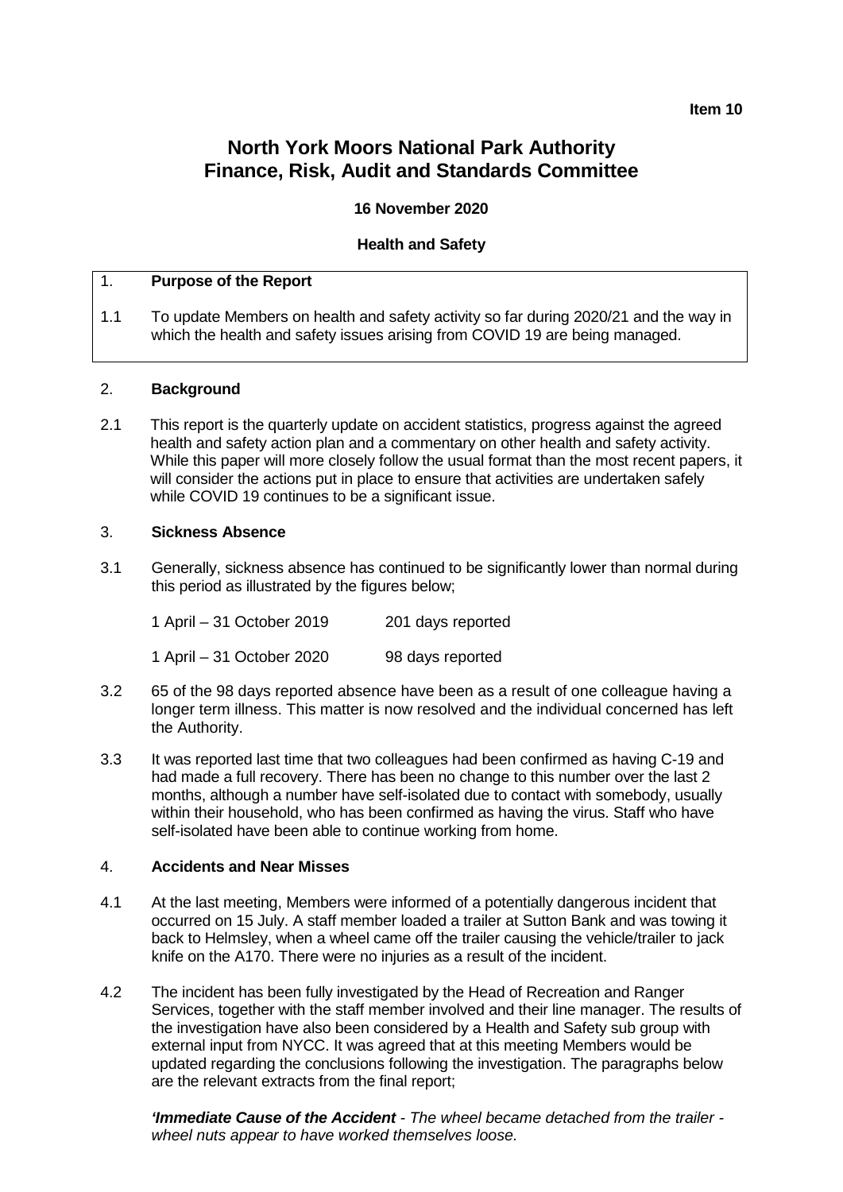**Item 10**

# North York Moors National Park Authority
# Finance, Risk, Audit and Standards Committee

**16 November 2020**

**Health and Safety**

## 1. Purpose of the Report

1.1 To update Members on health and safety activity so far during 2020/21 and the way in which the health and safety issues arising from COVID 19 are being managed.

## 2. Background

2.1 This report is the quarterly update on accident statistics, progress against the agreed health and safety action plan and a commentary on other health and safety activity. While this paper will more closely follow the usual format than the most recent papers, it will consider the actions put in place to ensure that activities are undertaken safely while COVID 19 continues to be a significant issue.

## 3. Sickness Absence

3.1 Generally, sickness absence has continued to be significantly lower than normal during this period as illustrated by the figures below;

| | |
|---|---|
| 1 April – 31 October 2019 | 201 days reported |
| 1 April – 31 October 2020 | 98 days reported |

3.2 65 of the 98 days reported absence have been as a result of one colleague having a longer term illness. This matter is now resolved and the individual concerned has left the Authority.

3.3 It was reported last time that two colleagues had been confirmed as having C-19 and had made a full recovery. There has been no change to this number over the last 2 months, although a number have self-isolated due to contact with somebody, usually within their household, who has been confirmed as having the virus. Staff who have self-isolated have been able to continue working from home.

## 4. Accidents and Near Misses

4.1 At the last meeting, Members were informed of a potentially dangerous incident that occurred on 15 July. A staff member loaded a trailer at Sutton Bank and was towing it back to Helmsley, when a wheel came off the trailer causing the vehicle/trailer to jack knife on the A170. There were no injuries as a result of the incident.

4.2 The incident has been fully investigated by the Head of Recreation and Ranger Services, together with the staff member involved and their line manager. The results of the investigation have also been considered by a Health and Safety sub group with external input from NYCC. It was agreed that at this meeting Members would be updated regarding the conclusions following the investigation. The paragraphs below are the relevant extracts from the final report;

***'Immediate Cause of the Accident*** *- The wheel became detached from the trailer - wheel nuts appear to have worked themselves loose.*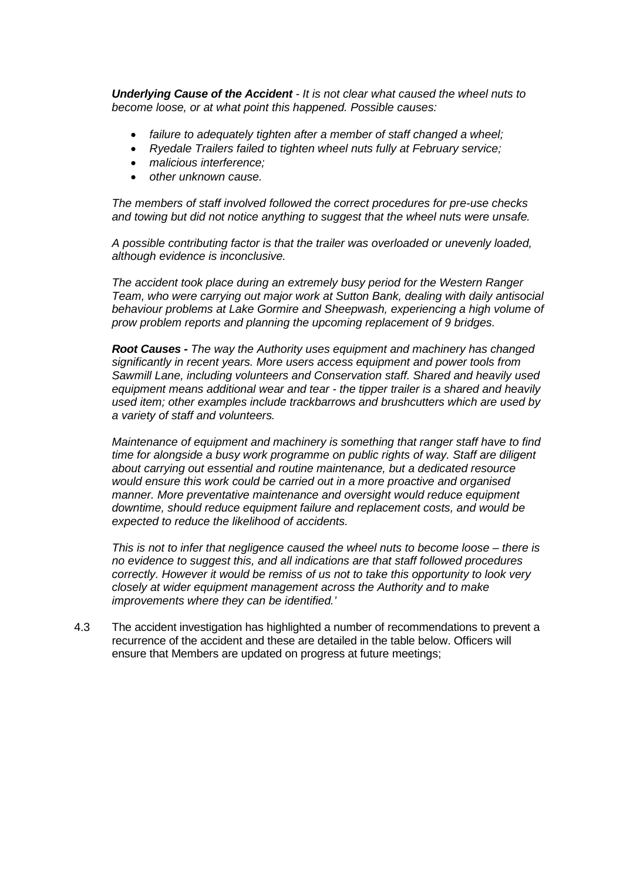***Underlying Cause of the Accident*** *- It is not clear what caused the wheel nuts to become loose, or at what point this happened. Possible causes:*

- *failure to adequately tighten after a member of staff changed a wheel;*
- *Ryedale Trailers failed to tighten wheel nuts fully at February service;*
- *malicious interference;*
- *other unknown cause.*

*The members of staff involved followed the correct procedures for pre-use checks and towing but did not notice anything to suggest that the wheel nuts were unsafe.*

*A possible contributing factor is that the trailer was overloaded or unevenly loaded, although evidence is inconclusive.*

*The accident took place during an extremely busy period for the Western Ranger Team, who were carrying out major work at Sutton Bank, dealing with daily antisocial behaviour problems at Lake Gormire and Sheepwash, experiencing a high volume of prow problem reports and planning the upcoming replacement of 9 bridges.*

***Root Causes -*** *The way the Authority uses equipment and machinery has changed significantly in recent years. More users access equipment and power tools from Sawmill Lane, including volunteers and Conservation staff. Shared and heavily used equipment means additional wear and tear - the tipper trailer is a shared and heavily used item; other examples include trackbarrows and brushcutters which are used by a variety of staff and volunteers.*

*Maintenance of equipment and machinery is something that ranger staff have to find time for alongside a busy work programme on public rights of way. Staff are diligent about carrying out essential and routine maintenance, but a dedicated resource would ensure this work could be carried out in a more proactive and organised manner. More preventative maintenance and oversight would reduce equipment downtime, should reduce equipment failure and replacement costs, and would be expected to reduce the likelihood of accidents.*

*This is not to infer that negligence caused the wheel nuts to become loose – there is no evidence to suggest this, and all indications are that staff followed procedures correctly. However it would be remiss of us not to take this opportunity to look very closely at wider equipment management across the Authority and to make improvements where they can be identified.'*

4.3 The accident investigation has highlighted a number of recommendations to prevent a recurrence of the accident and these are detailed in the table below. Officers will ensure that Members are updated on progress at future meetings;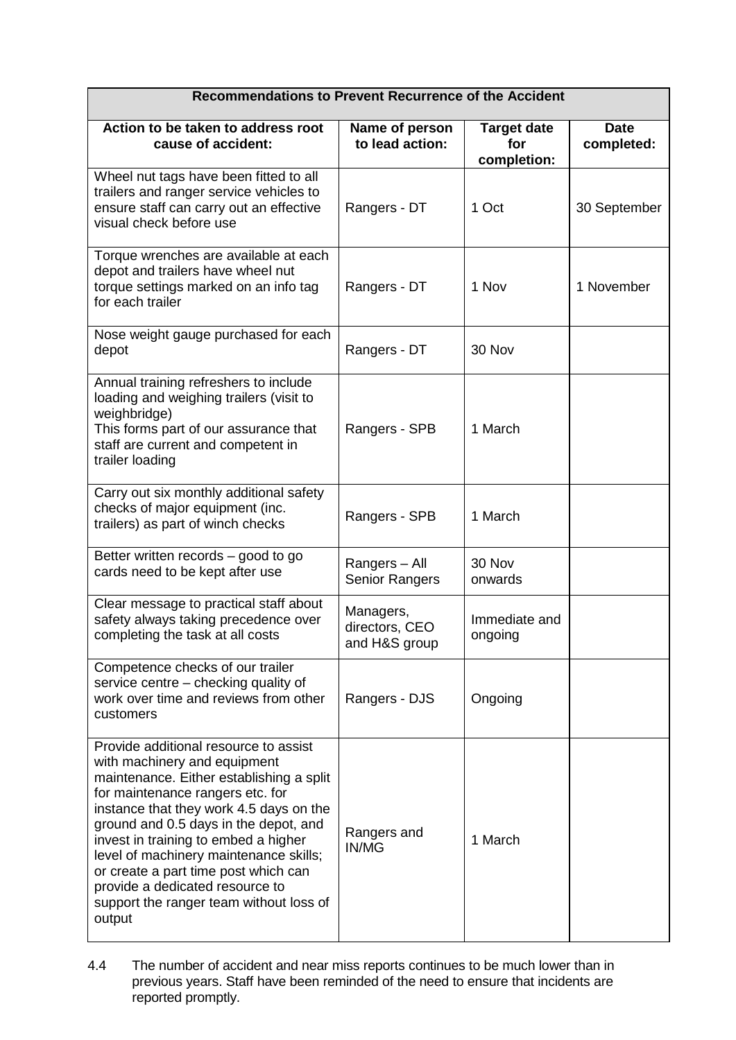| Recommendations to Prevent Recurrence of the Accident | | | |
|---|---|---|---|
| **Action to be taken to address root cause of accident:** | **Name of person to lead action:** | **Target date for completion:** | **Date completed:** |
| Wheel nut tags have been fitted to all trailers and ranger service vehicles to ensure staff can carry out an effective visual check before use | Rangers - DT | 1 Oct | 30 September |
| Torque wrenches are available at each depot and trailers have wheel nut torque settings marked on an info tag for each trailer | Rangers - DT | 1 Nov | 1 November |
| Nose weight gauge purchased for each depot | Rangers - DT | 30 Nov | |
| Annual training refreshers to include loading and weighing trailers (visit to weighbridge)<br>This forms part of our assurance that staff are current and competent in trailer loading | Rangers - SPB | 1 March | |
| Carry out six monthly additional safety checks of major equipment (inc. trailers) as part of winch checks | Rangers - SPB | 1 March | |
| Better written records – good to go cards need to be kept after use | Rangers – All Senior Rangers | 30 Nov onwards | |
| Clear message to practical staff about safety always taking precedence over completing the task at all costs | Managers, directors, CEO and H&S group | Immediate and ongoing | |
| Competence checks of our trailer service centre – checking quality of work over time and reviews from other customers | Rangers - DJS | Ongoing | |
| Provide additional resource to assist with machinery and equipment maintenance. Either establishing a split for maintenance rangers etc. for instance that they work 4.5 days on the ground and 0.5 days in the depot, and invest in training to embed a higher level of machinery maintenance skills; or create a part time post which can provide a dedicated resource to support the ranger team without loss of output | Rangers and IN/MG | 1 March | |

4.4 The number of accident and near miss reports continues to be much lower than in previous years. Staff have been reminded of the need to ensure that incidents are reported promptly.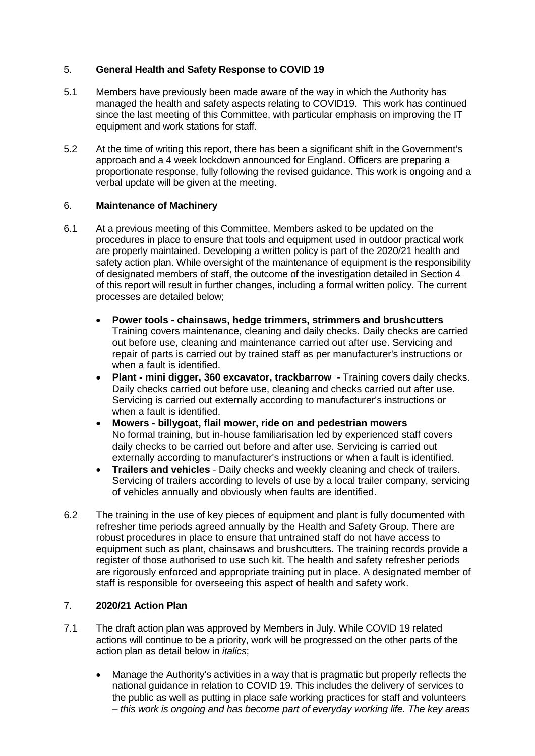## 5. **General Health and Safety Response to COVID 19**

5.1 Members have previously been made aware of the way in which the Authority has managed the health and safety aspects relating to COVID19. This work has continued since the last meeting of this Committee, with particular emphasis on improving the IT equipment and work stations for staff.

5.2 At the time of writing this report, there has been a significant shift in the Government's approach and a 4 week lockdown announced for England. Officers are preparing a proportionate response, fully following the revised guidance. This work is ongoing and a verbal update will be given at the meeting.

## 6. **Maintenance of Machinery**

6.1 At a previous meeting of this Committee, Members asked to be updated on the procedures in place to ensure that tools and equipment used in outdoor practical work are properly maintained. Developing a written policy is part of the 2020/21 health and safety action plan. While oversight of the maintenance of equipment is the responsibility of designated members of staff, the outcome of the investigation detailed in Section 4 of this report will result in further changes, including a formal written policy. The current processes are detailed below;

- **Power tools - chainsaws, hedge trimmers, strimmers and brushcutters** Training covers maintenance, cleaning and daily checks. Daily checks are carried out before use, cleaning and maintenance carried out after use. Servicing and repair of parts is carried out by trained staff as per manufacturer's instructions or when a fault is identified.
- **Plant - mini digger, 360 excavator, trackbarrow** - Training covers daily checks. Daily checks carried out before use, cleaning and checks carried out after use. Servicing is carried out externally according to manufacturer's instructions or when a fault is identified.
- **Mowers - billygoat, flail mower, ride on and pedestrian mowers** No formal training, but in-house familiarisation led by experienced staff covers daily checks to be carried out before and after use. Servicing is carried out externally according to manufacturer's instructions or when a fault is identified.
- **Trailers and vehicles** - Daily checks and weekly cleaning and check of trailers. Servicing of trailers according to levels of use by a local trailer company, servicing of vehicles annually and obviously when faults are identified.

6.2 The training in the use of key pieces of equipment and plant is fully documented with refresher time periods agreed annually by the Health and Safety Group. There are robust procedures in place to ensure that untrained staff do not have access to equipment such as plant, chainsaws and brushcutters. The training records provide a register of those authorised to use such kit. The health and safety refresher periods are rigorously enforced and appropriate training put in place. A designated member of staff is responsible for overseeing this aspect of health and safety work.

## 7. **2020/21 Action Plan**

7.1 The draft action plan was approved by Members in July. While COVID 19 related actions will continue to be a priority, work will be progressed on the other parts of the action plan as detail below in *italics*;

- Manage the Authority's activities in a way that is pragmatic but properly reflects the national guidance in relation to COVID 19. This includes the delivery of services to the public as well as putting in place safe working practices for staff and volunteers – *this work is ongoing and has become part of everyday working life. The key areas*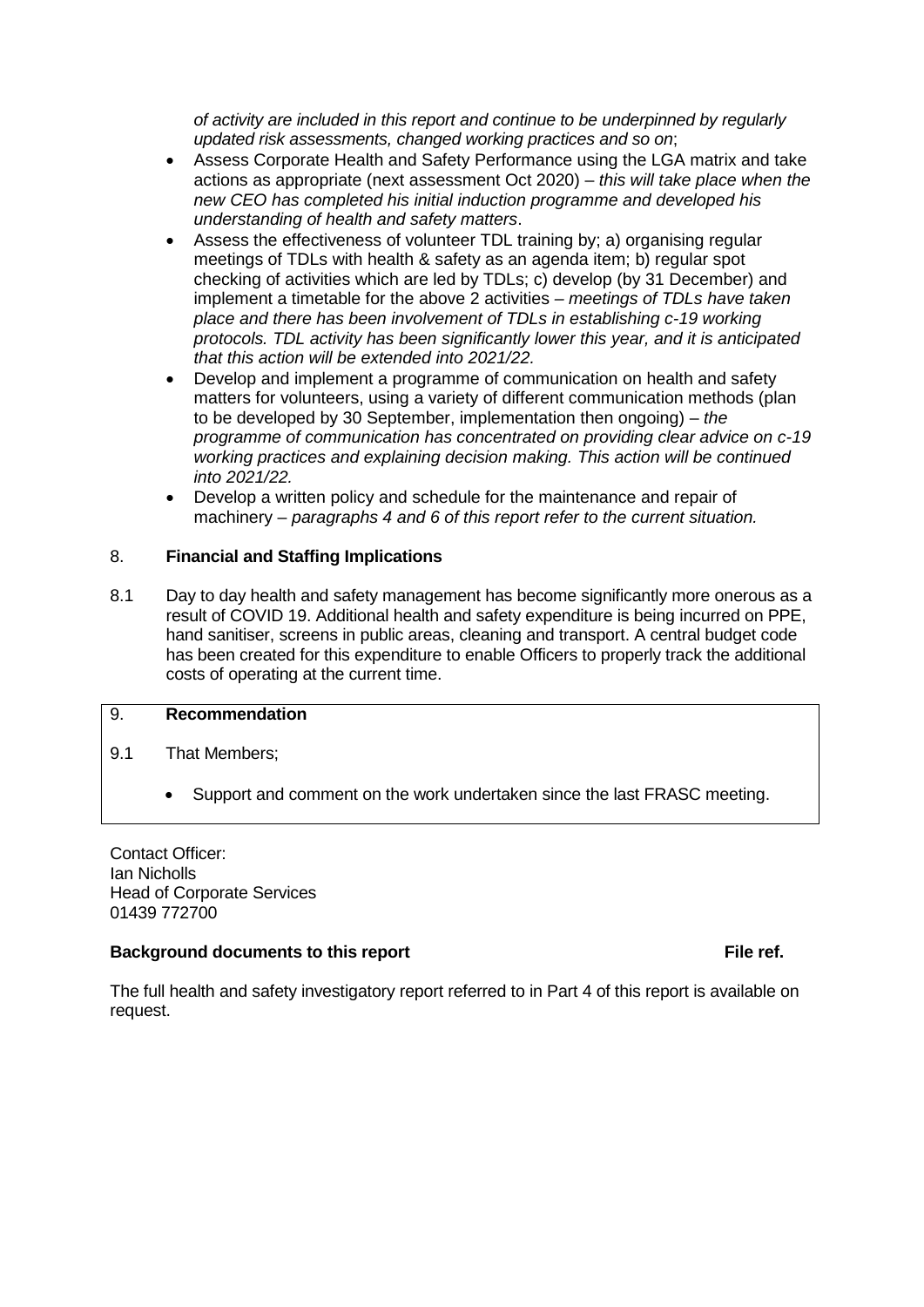*of activity are included in this report and continue to be underpinned by regularly updated risk assessments, changed working practices and so on*;

- Assess Corporate Health and Safety Performance using the LGA matrix and take actions as appropriate (next assessment Oct 2020) – *this will take place when the new CEO has completed his initial induction programme and developed his understanding of health and safety matters*.
- Assess the effectiveness of volunteer TDL training by; a) organising regular meetings of TDLs with health & safety as an agenda item; b) regular spot checking of activities which are led by TDLs; c) develop (by 31 December) and implement a timetable for the above 2 activities – *meetings of TDLs have taken place and there has been involvement of TDLs in establishing c-19 working protocols. TDL activity has been significantly lower this year, and it is anticipated that this action will be extended into 2021/22.*
- Develop and implement a programme of communication on health and safety matters for volunteers, using a variety of different communication methods (plan to be developed by 30 September, implementation then ongoing) – *the programme of communication has concentrated on providing clear advice on c-19 working practices and explaining decision making. This action will be continued into 2021/22.*
- Develop a written policy and schedule for the maintenance and repair of machinery – *paragraphs 4 and 6 of this report refer to the current situation.*

## 8. Financial and Staffing Implications

8.1 Day to day health and safety management has become significantly more onerous as a result of COVID 19. Additional health and safety expenditure is being incurred on PPE, hand sanitiser, screens in public areas, cleaning and transport. A central budget code has been created for this expenditure to enable Officers to properly track the additional costs of operating at the current time.

## 9. Recommendation

9.1 That Members;

- Support and comment on the work undertaken since the last FRASC meeting.

Contact Officer:
Ian Nicholls
Head of Corporate Services
01439 772700

**Background documents to this report** **File ref.**

The full health and safety investigatory report referred to in Part 4 of this report is available on request.